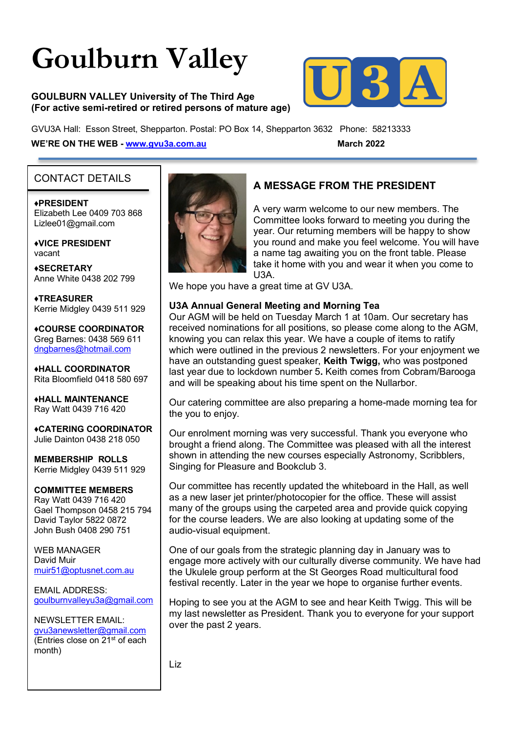# Goulburn Valley

**GOULBURN VALLEY University of The Third Age**
**(For active semi-retired or retired persons of mature age)**

GVU3A Hall: Esson Street, Shepparton. Postal: PO Box 14, Shepparton 3632 Phone: 58213333

**WE'RE ON THE WEB - www.gvu3a.com.au** **March 2022**

## CONTACT DETAILS

**♦PRESIDENT**
Elizabeth Lee 0409 703 868
Lizlee01@gmail.com

**♦VICE PRESIDENT**
vacant

**♦SECRETARY**
Anne White 0438 202 799

**♦TREASURER**
Kerrie Midgley 0439 511 929

**♦COURSE COORDINATOR**
Greg Barnes: 0438 569 611
dngbarnes@hotmail.com

**♦HALL COORDINATOR**
Rita Bloomfield 0418 580 697

**♦HALL MAINTENANCE**
Ray Watt 0439 716 420

**♦CATERING COORDINATOR**
Julie Dainton 0438 218 050

**MEMBERSHIP ROLLS**
Kerrie Midgley 0439 511 929

**COMMITTEE MEMBERS**
Ray Watt 0439 716 420
Gael Thompson 0458 215 794
David Taylor 5822 0872
John Bush 0408 290 751

WEB MANAGER
David Muir
muir51@optusnet.com.au

EMAIL ADDRESS:
goulburnvalleyu3a@gmail.com

NEWSLETTER EMAIL:
gvu3anewsletter@gmail.com
(Entries close on 21st of each month)

## A MESSAGE FROM THE PRESIDENT

A very warm welcome to our new members. The Committee looks forward to meeting you during the year. Our returning members will be happy to show you round and make you feel welcome. You will have a name tag awaiting you on the front table. Please take it home with you and wear it when you come to U3A.
We hope you have a great time at GV U3A.

**U3A Annual General Meeting and Morning Tea**
Our AGM will be held on Tuesday March 1 at 10am. Our secretary has received nominations for all positions, so please come along to the AGM, knowing you can relax this year. We have a couple of items to ratify which were outlined in the previous 2 newsletters. For your enjoyment we have an outstanding guest speaker, **Keith Twigg,** who was postponed last year due to lockdown number 5**.** Keith comes from Cobram/Barooga and will be speaking about his time spent on the Nullarbor.

Our catering committee are also preparing a home-made morning tea for the you to enjoy.

Our enrolment morning was very successful. Thank you everyone who brought a friend along. The Committee was pleased with all the interest shown in attending the new courses especially Astronomy, Scribblers, Singing for Pleasure and Bookclub 3.

Our committee has recently updated the whiteboard in the Hall, as well as a new laser jet printer/photocopier for the office. These will assist many of the groups using the carpeted area and provide quick copying for the course leaders. We are also looking at updating some of the audio-visual equipment.

One of our goals from the strategic planning day in January was to engage more actively with our culturally diverse community. We have had the Ukulele group perform at the St Georges Road multicultural food festival recently. Later in the year we hope to organise further events.

Hoping to see you at the AGM to see and hear Keith Twigg. This will be my last newsletter as President. Thank you to everyone for your support over the past 2 years.

Liz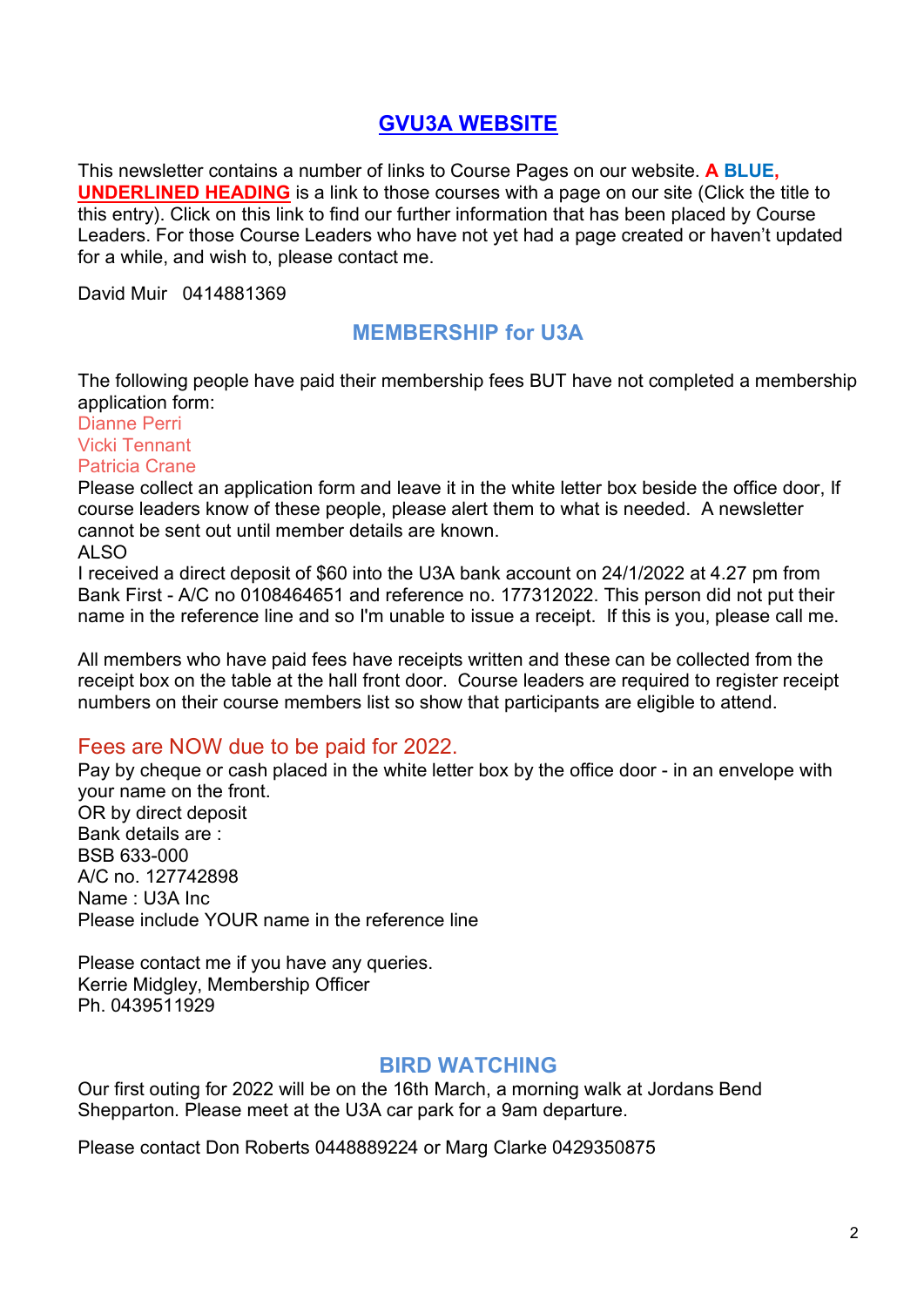## GVU3A WEBSITE

This newsletter contains a number of links to Course Pages on our website. **A BLUE, UNDERLINED HEADING** is a link to those courses with a page on our site (Click the title to this entry). Click on this link to find our further information that has been placed by Course Leaders. For those Course Leaders who have not yet had a page created or haven't updated for a while, and wish to, please contact me.

David Muir 0414881369

## MEMBERSHIP for U3A

The following people have paid their membership fees BUT have not completed a membership application form:

Dianne Perri
Vicki Tennant
Patricia Crane

Please collect an application form and leave it in the white letter box beside the office door, If course leaders know of these people, please alert them to what is needed. A newsletter cannot be sent out until member details are known.

ALSO

I received a direct deposit of $60 into the U3A bank account on 24/1/2022 at 4.27 pm from Bank First - A/C no 0108464651 and reference no. 177312022. This person did not put their name in the reference line and so I'm unable to issue a receipt. If this is you, please call me.

All members who have paid fees have receipts written and these can be collected from the receipt box on the table at the hall front door. Course leaders are required to register receipt numbers on their course members list so show that participants are eligible to attend.

### Fees are NOW due to be paid for 2022.

Pay by cheque or cash placed in the white letter box by the office door - in an envelope with your name on the front.
OR by direct deposit
Bank details are :
BSB 633-000
A/C no. 127742898
Name : U3A Inc
Please include YOUR name in the reference line

Please contact me if you have any queries.
Kerrie Midgley, Membership Officer
Ph. 0439511929

## BIRD WATCHING

Our first outing for 2022 will be on the 16th March, a morning walk at Jordans Bend Shepparton. Please meet at the U3A car park for a 9am departure.

Please contact Don Roberts 0448889224 or Marg Clarke 0429350875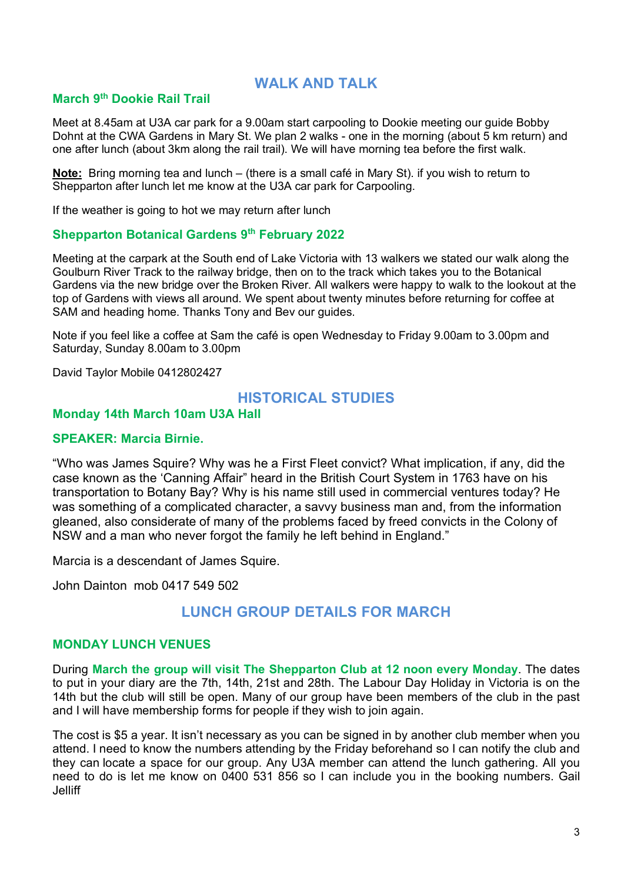## WALK AND TALK

### March 9th Dookie Rail Trail

Meet at 8.45am at U3A car park for a 9.00am start carpooling to Dookie meeting our guide Bobby Dohnt at the CWA Gardens in Mary St. We plan 2 walks - one in the morning (about 5 km return) and one after lunch (about 3km along the rail trail). We will have morning tea before the first walk.

**Note:** Bring morning tea and lunch – (there is a small café in Mary St). if you wish to return to Shepparton after lunch let me know at the U3A car park for Carpooling.

If the weather is going to hot we may return after lunch

### Shepparton Botanical Gardens 9th February 2022

Meeting at the carpark at the South end of Lake Victoria with 13 walkers we stated our walk along the Goulburn River Track to the railway bridge, then on to the track which takes you to the Botanical Gardens via the new bridge over the Broken River. All walkers were happy to walk to the lookout at the top of Gardens with views all around. We spent about twenty minutes before returning for coffee at SAM and heading home. Thanks Tony and Bev our guides.

Note if you feel like a coffee at Sam the café is open Wednesday to Friday 9.00am to 3.00pm and Saturday, Sunday 8.00am to 3.00pm

David Taylor Mobile 0412802427

## HISTORICAL STUDIES

### Monday 14th March 10am U3A Hall

### SPEAKER: Marcia Birnie.

"Who was James Squire? Why was he a First Fleet convict? What implication, if any, did the case known as the 'Canning Affair" heard in the British Court System in 1763 have on his transportation to Botany Bay? Why is his name still used in commercial ventures today? He was something of a complicated character, a savvy business man and, from the information gleaned, also considerate of many of the problems faced by freed convicts in the Colony of NSW and a man who never forgot the family he left behind in England."

Marcia is a descendant of James Squire.

John Dainton mob 0417 549 502

## LUNCH GROUP DETAILS FOR MARCH

### MONDAY LUNCH VENUES

During **March the group will visit The Shepparton Club at 12 noon every Monday**. The dates to put in your diary are the 7th, 14th, 21st and 28th. The Labour Day Holiday in Victoria is on the 14th but the club will still be open. Many of our group have been members of the club in the past and I will have membership forms for people if they wish to join again.

The cost is $5 a year. It isn't necessary as you can be signed in by another club member when you attend. I need to know the numbers attending by the Friday beforehand so I can notify the club and they can locate a space for our group. Any U3A member can attend the lunch gathering. All you need to do is let me know on 0400 531 856 so I can include you in the booking numbers. Gail Jelliff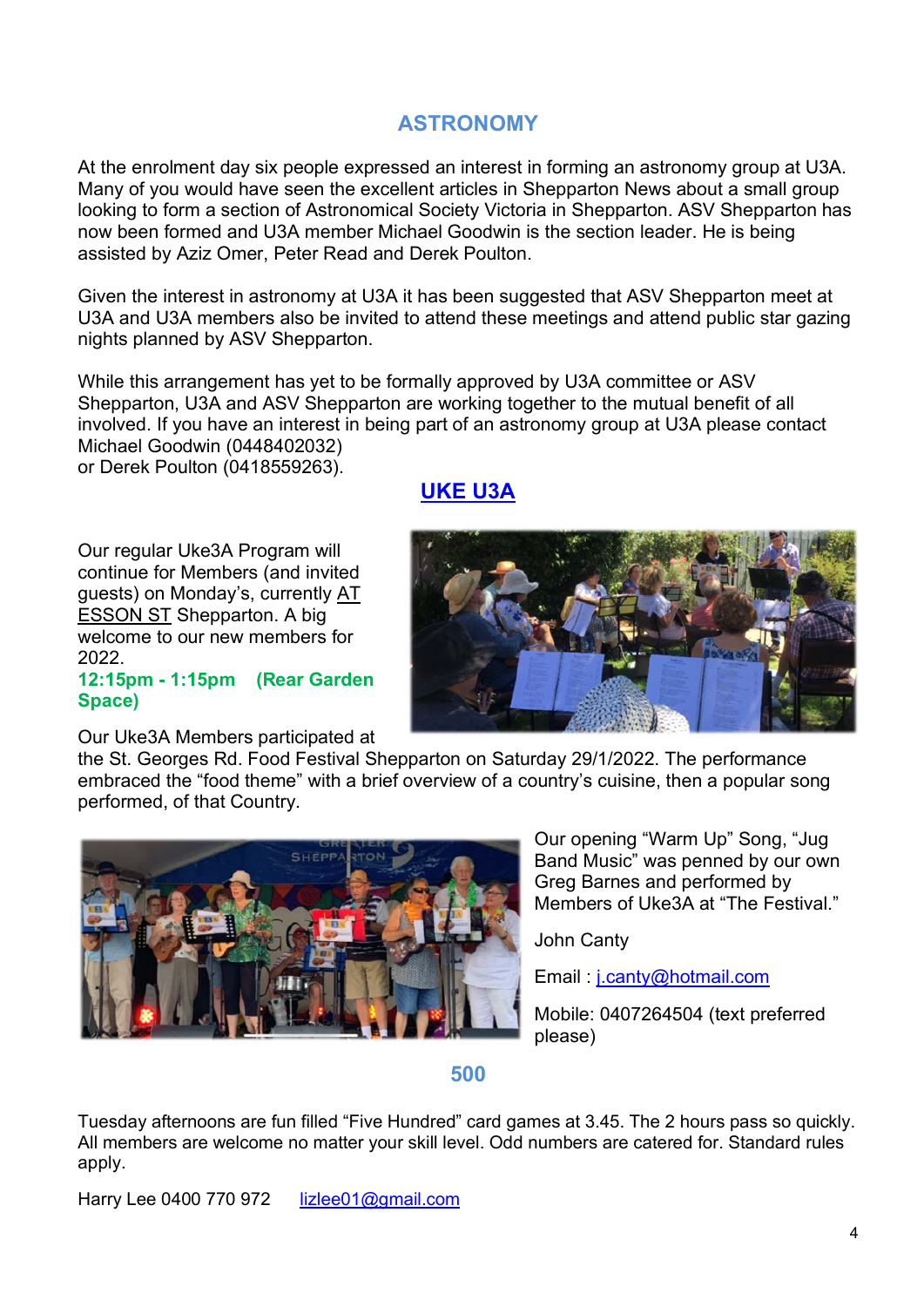## ASTRONOMY

At the enrolment day six people expressed an interest in forming an astronomy group at U3A. Many of you would have seen the excellent articles in Shepparton News about a small group looking to form a section of Astronomical Society Victoria in Shepparton. ASV Shepparton has now been formed and U3A member Michael Goodwin is the section leader. He is being assisted by Aziz Omer, Peter Read and Derek Poulton.

Given the interest in astronomy at U3A it has been suggested that ASV Shepparton meet at U3A and U3A members also be invited to attend these meetings and attend public star gazing nights planned by ASV Shepparton.

While this arrangement has yet to be formally approved by U3A committee or ASV Shepparton, U3A and ASV Shepparton are working together to the mutual benefit of all involved. If you have an interest in being part of an astronomy group at U3A please contact Michael Goodwin (0448402032)
or Derek Poulton (0418559263).

## UKE U3A

Our regular Uke3A Program will continue for Members (and invited guests) on Monday's, currently AT ESSON ST Shepparton. A big welcome to our new members for 2022.
**12:15pm - 1:15pm (Rear Garden Space)**

Our Uke3A Members participated at the St. Georges Rd. Food Festival Shepparton on Saturday 29/1/2022. The performance embraced the "food theme" with a brief overview of a country's cuisine, then a popular song performed, of that Country.

Our opening "Warm Up" Song, "Jug Band Music" was penned by our own Greg Barnes and performed by Members of Uke3A at "The Festival."

John Canty

Email : j.canty@hotmail.com

Mobile: 0407264504 (text preferred please)

## 500

Tuesday afternoons are fun filled "Five Hundred" card games at 3.45. The 2 hours pass so quickly. All members are welcome no matter your skill level. Odd numbers are catered for. Standard rules apply.

Harry Lee 0400 770 972 lizlee01@gmail.com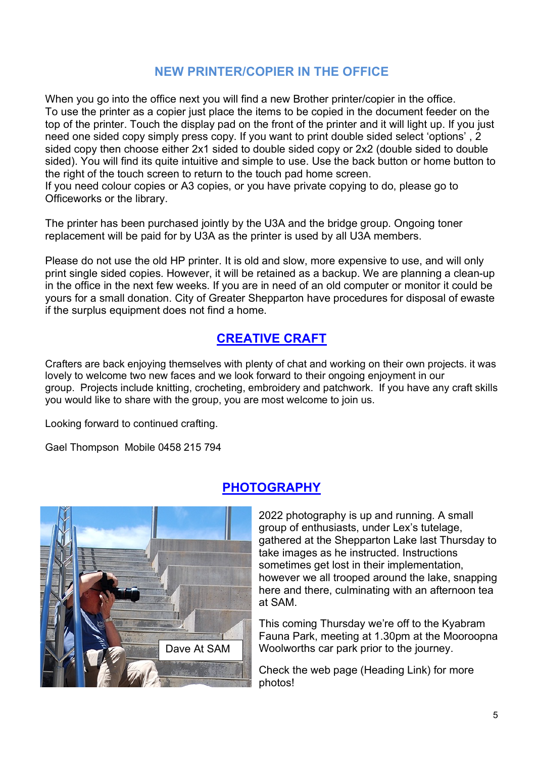## NEW PRINTER/COPIER IN THE OFFICE

When you go into the office next you will find a new Brother printer/copier in the office.
To use the printer as a copier just place the items to be copied in the document feeder on the top of the printer. Touch the display pad on the front of the printer and it will light up. If you just need one sided copy simply press copy. If you want to print double sided select 'options' , 2 sided copy then choose either 2x1 sided to double sided copy or 2x2 (double sided to double sided). You will find its quite intuitive and simple to use. Use the back button or home button to the right of the touch screen to return to the touch pad home screen.
If you need colour copies or A3 copies, or you have private copying to do, please go to Officeworks or the library.

The printer has been purchased jointly by the U3A and the bridge group. Ongoing toner replacement will be paid for by U3A as the printer is used by all U3A members.

Please do not use the old HP printer. It is old and slow, more expensive to use, and will only print single sided copies. However, it will be retained as a backup. We are planning a clean-up in the office in the next few weeks. If you are in need of an old computer or monitor it could be yours for a small donation. City of Greater Shepparton have procedures for disposal of ewaste if the surplus equipment does not find a home.

## CREATIVE CRAFT

Crafters are back enjoying themselves with plenty of chat and working on their own projects. it was lovely to welcome two new faces and we look forward to their ongoing enjoyment in our group. Projects include knitting, crocheting, embroidery and patchwork. If you have any craft skills you would like to share with the group, you are most welcome to join us.

Looking forward to continued crafting.

Gael Thompson Mobile 0458 215 794

## PHOTOGRAPHY

Dave At SAM

2022 photography is up and running. A small group of enthusiasts, under Lex's tutelage, gathered at the Shepparton Lake last Thursday to take images as he instructed. Instructions sometimes get lost in their implementation, however we all trooped around the lake, snapping here and there, culminating with an afternoon tea at SAM.

This coming Thursday we're off to the Kyabram Fauna Park, meeting at 1.30pm at the Mooroopna Woolworths car park prior to the journey.

Check the web page (Heading Link) for more photos!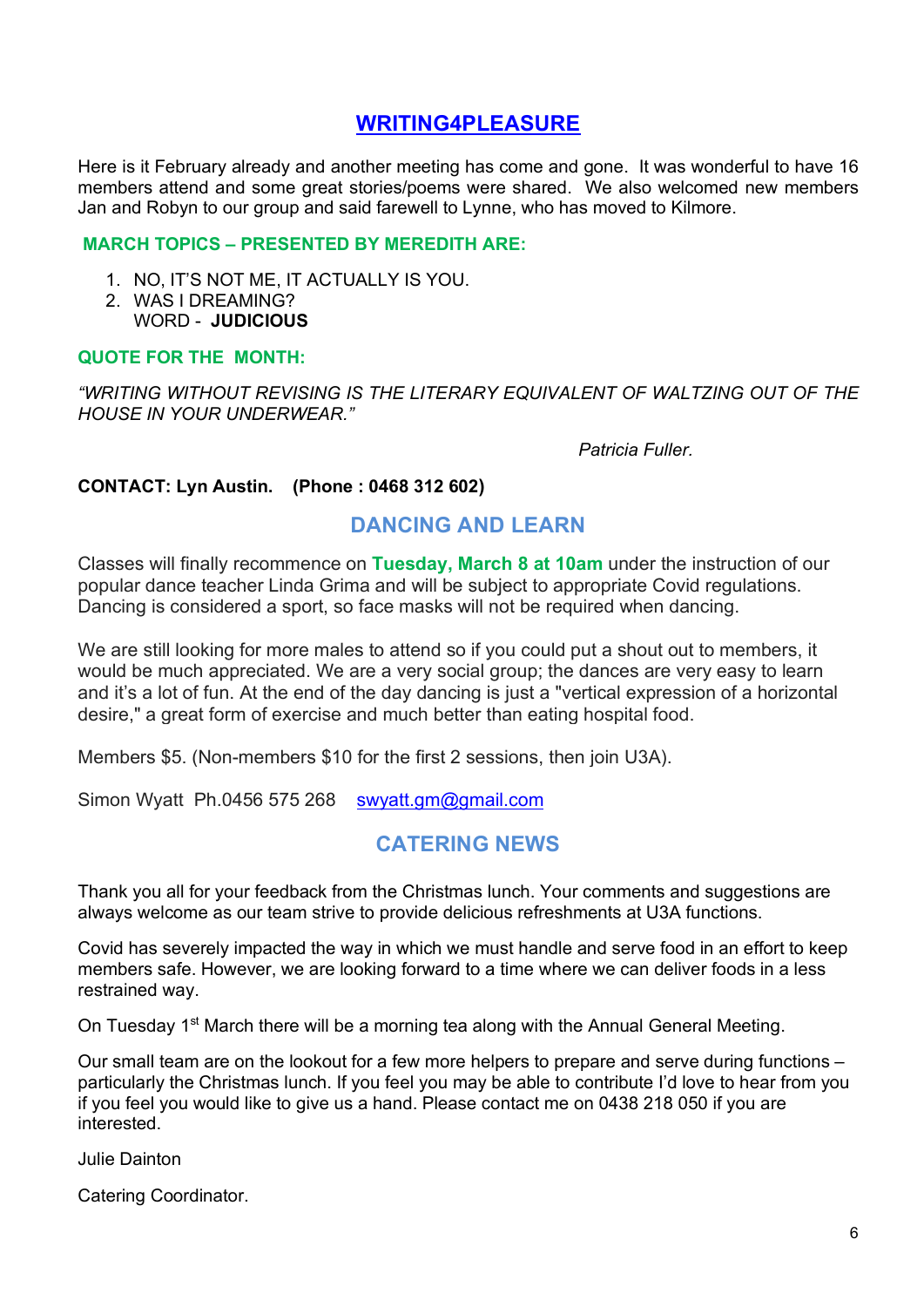## WRITING4PLEASURE

Here is it February already and another meeting has come and gone. It was wonderful to have 16 members attend and some great stories/poems were shared. We also welcomed new members Jan and Robyn to our group and said farewell to Lynne, who has moved to Kilmore.

**MARCH TOPICS – PRESENTED BY MEREDITH ARE:**

1. NO, IT'S NOT ME, IT ACTUALLY IS YOU.
2. WAS I DREAMING?
   WORD - **JUDICIOUS**

**QUOTE FOR THE MONTH:**

*"WRITING WITHOUT REVISING IS THE LITERARY EQUIVALENT OF WALTZING OUT OF THE HOUSE IN YOUR UNDERWEAR."*

*Patricia Fuller.*

**CONTACT: Lyn Austin. (Phone : 0468 312 602)**

## DANCING AND LEARN

Classes will finally recommence on **Tuesday, March 8 at 10am** under the instruction of our popular dance teacher Linda Grima and will be subject to appropriate Covid regulations. Dancing is considered a sport, so face masks will not be required when dancing.

We are still looking for more males to attend so if you could put a shout out to members, it would be much appreciated. We are a very social group; the dances are very easy to learn and it's a lot of fun. At the end of the day dancing is just a "vertical expression of a horizontal desire," a great form of exercise and much better than eating hospital food.

Members $5. (Non-members $10 for the first 2 sessions, then join U3A).

Simon Wyatt Ph.0456 575 268 swyatt.gm@gmail.com

## CATERING NEWS

Thank you all for your feedback from the Christmas lunch. Your comments and suggestions are always welcome as our team strive to provide delicious refreshments at U3A functions.

Covid has severely impacted the way in which we must handle and serve food in an effort to keep members safe. However, we are looking forward to a time where we can deliver foods in a less restrained way.

On Tuesday 1st March there will be a morning tea along with the Annual General Meeting.

Our small team are on the lookout for a few more helpers to prepare and serve during functions – particularly the Christmas lunch. If you feel you may be able to contribute I'd love to hear from you if you feel you would like to give us a hand. Please contact me on 0438 218 050 if you are interested.

Julie Dainton

Catering Coordinator.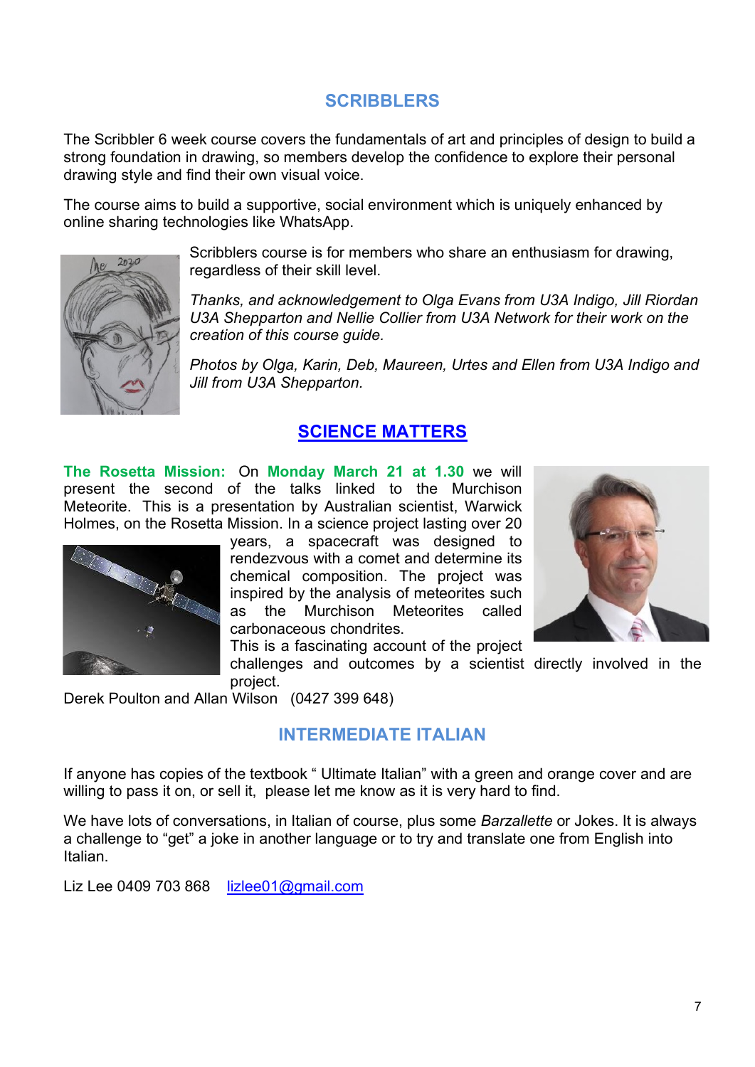## SCRIBBLERS

The Scribbler 6 week course covers the fundamentals of art and principles of design to build a strong foundation in drawing, so members develop the confidence to explore their personal drawing style and find their own visual voice.

The course aims to build a supportive, social environment which is uniquely enhanced by online sharing technologies like WhatsApp.

Scribblers course is for members who share an enthusiasm for drawing, regardless of their skill level.

*Thanks, and acknowledgement to Olga Evans from U3A Indigo, Jill Riordan U3A Shepparton and Nellie Collier from U3A Network for their work on the creation of this course guide.*

*Photos by Olga, Karin, Deb, Maureen, Urtes and Ellen from U3A Indigo and Jill from U3A Shepparton.*

## SCIENCE MATTERS

**The Rosetta Mission:** On **Monday March 21 at 1.30** we will present the second of the talks linked to the Murchison Meteorite. This is a presentation by Australian scientist, Warwick Holmes, on the Rosetta Mission. In a science project lasting over 20 years, a spacecraft was designed to rendezvous with a comet and determine its chemical composition. The project was inspired by the analysis of meteorites such as the Murchison Meteorites called carbonaceous chondrites.
This is a fascinating account of the project challenges and outcomes by a scientist directly involved in the project.

Derek Poulton and Allan Wilson (0427 399 648)

## INTERMEDIATE ITALIAN

If anyone has copies of the textbook " Ultimate Italian" with a green and orange cover and are willing to pass it on, or sell it, please let me know as it is very hard to find.

We have lots of conversations, in Italian of course, plus some *Barzallette* or Jokes. It is always a challenge to "get" a joke in another language or to try and translate one from English into Italian.

Liz Lee 0409 703 868 lizlee01@gmail.com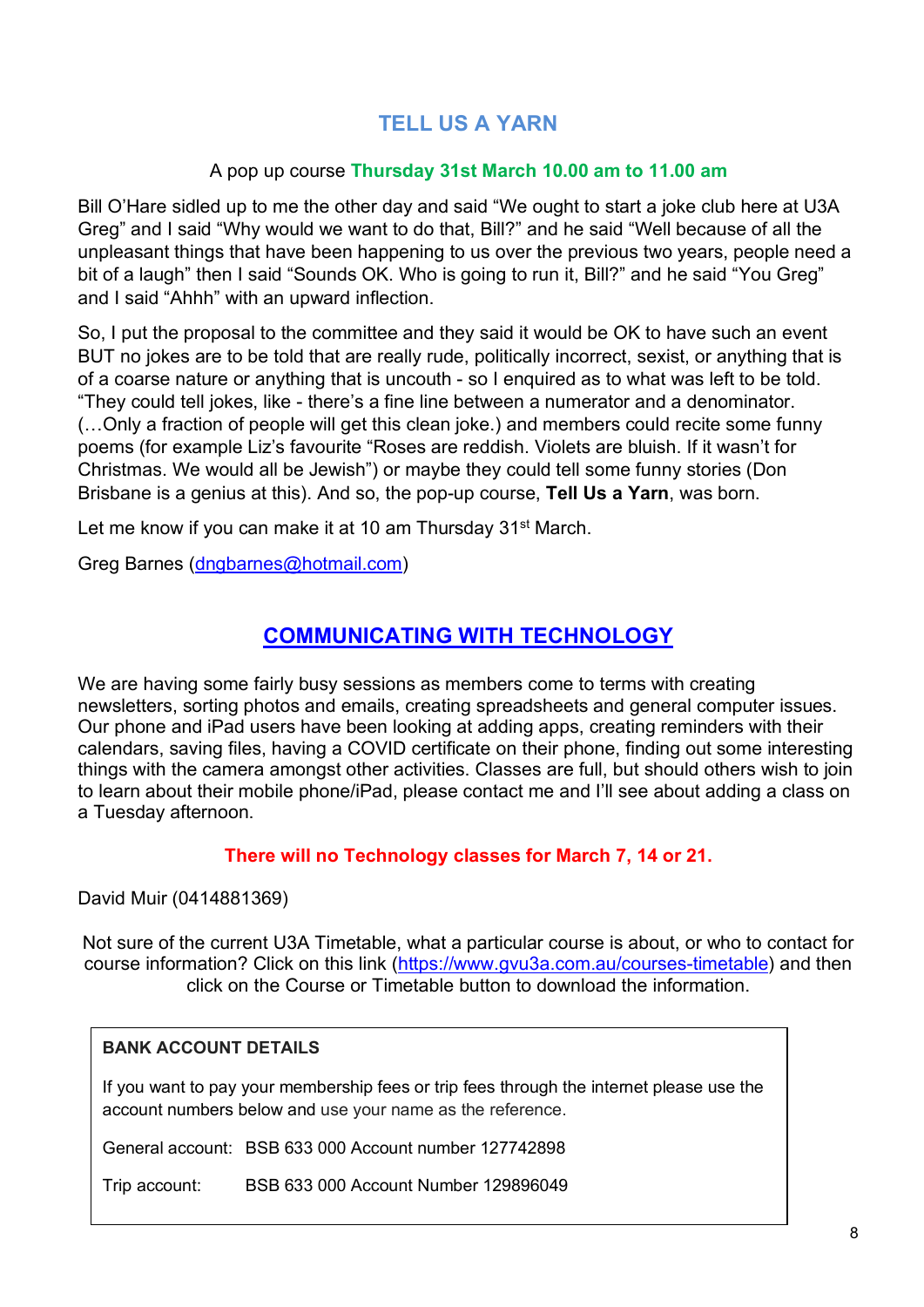## TELL US A YARN

A pop up course **Thursday 31st March 10.00 am to 11.00 am**

Bill O'Hare sidled up to me the other day and said "We ought to start a joke club here at U3A Greg" and I said "Why would we want to do that, Bill?" and he said "Well because of all the unpleasant things that have been happening to us over the previous two years, people need a bit of a laugh" then I said "Sounds OK. Who is going to run it, Bill?" and he said "You Greg" and I said "Ahhh" with an upward inflection.

So, I put the proposal to the committee and they said it would be OK to have such an event BUT no jokes are to be told that are really rude, politically incorrect, sexist, or anything that is of a coarse nature or anything that is uncouth - so I enquired as to what was left to be told. "They could tell jokes, like - there's a fine line between a numerator and a denominator. (…Only a fraction of people will get this clean joke.) and members could recite some funny poems (for example Liz's favourite "Roses are reddish. Violets are bluish. If it wasn't for Christmas. We would all be Jewish") or maybe they could tell some funny stories (Don Brisbane is a genius at this). And so, the pop-up course, **Tell Us a Yarn**, was born.

Let me know if you can make it at 10 am Thursday 31st March.

Greg Barnes (dngbarnes@hotmail.com)

## COMMUNICATING WITH TECHNOLOGY

We are having some fairly busy sessions as members come to terms with creating newsletters, sorting photos and emails, creating spreadsheets and general computer issues. Our phone and iPad users have been looking at adding apps, creating reminders with their calendars, saving files, having a COVID certificate on their phone, finding out some interesting things with the camera amongst other activities. Classes are full, but should others wish to join to learn about their mobile phone/iPad, please contact me and I'll see about adding a class on a Tuesday afternoon.

**There will no Technology classes for March 7, 14 or 21.**

David Muir (0414881369)

Not sure of the current U3A Timetable, what a particular course is about, or who to contact for course information? Click on this link (https://www.gvu3a.com.au/courses-timetable) and then click on the Course or Timetable button to download the information.

**BANK ACCOUNT DETAILS**

If you want to pay your membership fees or trip fees through the internet please use the account numbers below and use your name as the reference.

General account: BSB 633 000 Account number 127742898

Trip account: BSB 633 000 Account Number 129896049